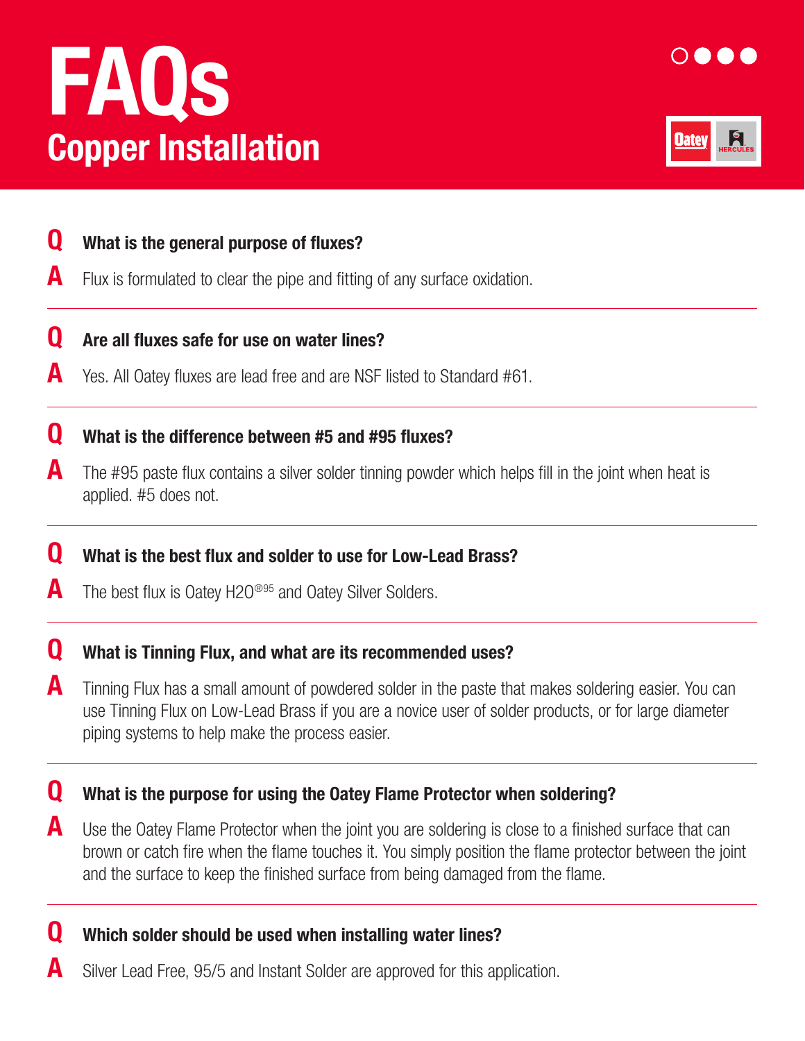# FAQs

## Copper Installation

**Q** **What is the general purpose of fluxes?**

**A** Flux is formulated to clear the pipe and fitting of any surface oxidation.

---

**Q** **Are all fluxes safe for use on water lines?**

**A** Yes. All Oatey fluxes are lead free and are NSF listed to Standard #61.

---

**Q** **What is the difference between #5 and #95 fluxes?**

**A** The #95 paste flux contains a silver solder tinning powder which helps fill in the joint when heat is applied. #5 does not.

---

**Q** **What is the best flux and solder to use for Low-Lead Brass?**

**A** The best flux is Oatey H2O®95 and Oatey Silver Solders.

---

**Q** **What is Tinning Flux, and what are its recommended uses?**

**A** Tinning Flux has a small amount of powdered solder in the paste that makes soldering easier. You can use Tinning Flux on Low-Lead Brass if you are a novice user of solder products, or for large diameter piping systems to help make the process easier.

---

**Q** **What is the purpose for using the Oatey Flame Protector when soldering?**

**A** Use the Oatey Flame Protector when the joint you are soldering is close to a finished surface that can brown or catch fire when the flame touches it. You simply position the flame protector between the joint and the surface to keep the finished surface from being damaged from the flame.

---

**Q** **Which solder should be used when installing water lines?**

**A** Silver Lead Free, 95/5 and Instant Solder are approved for this application.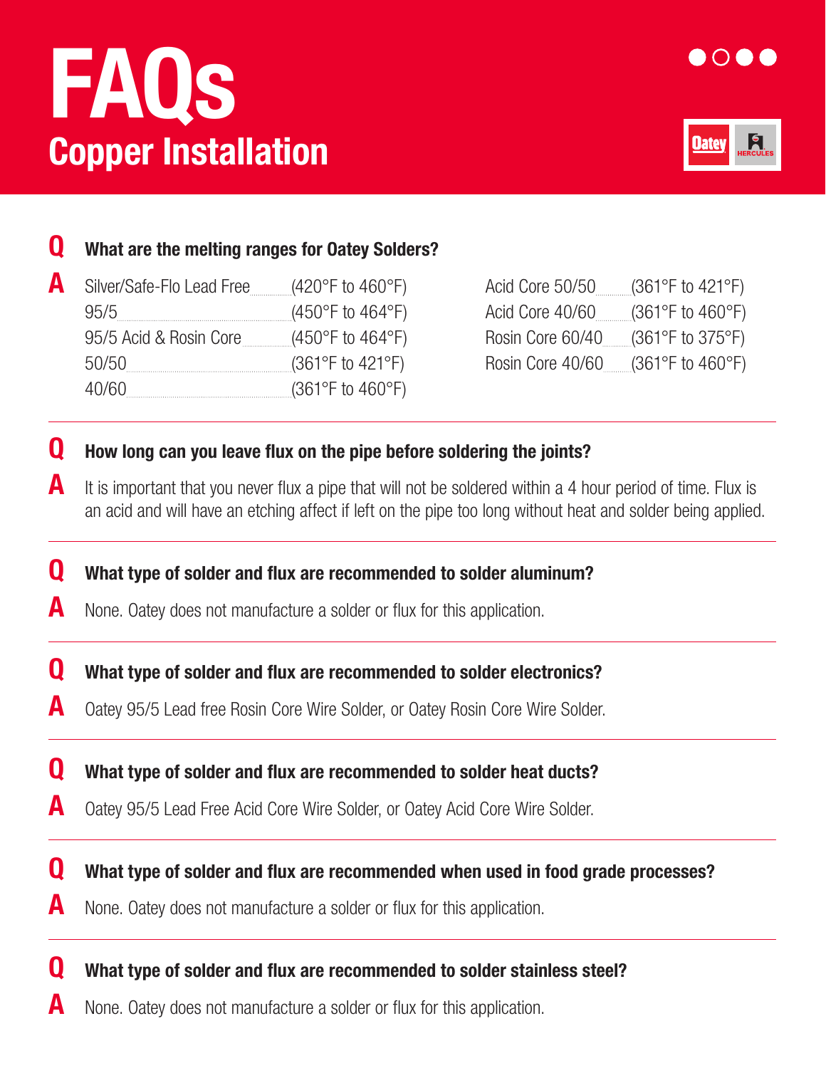# FAQs
## Copper Installation

**Q** **What are the melting ranges for Oatey Solders?**

**A**

| Solder | Melting Range |
|---|---|
| Silver/Safe-Flo Lead Free | (420°F to 460°F) |
| 95/5 | (450°F to 464°F) |
| 95/5 Acid & Rosin Core | (450°F to 464°F) |
| 50/50 | (361°F to 421°F) |
| 40/60 | (361°F to 460°F) |
| Acid Core 50/50 | (361°F to 421°F) |
| Acid Core 40/60 | (361°F to 460°F) |
| Rosin Core 60/40 | (361°F to 375°F) |
| Rosin Core 40/60 | (361°F to 460°F) |

**Q** **How long can you leave flux on the pipe before soldering the joints?**

**A** It is important that you never flux a pipe that will not be soldered within a 4 hour period of time. Flux is an acid and will have an etching affect if left on the pipe too long without heat and solder being applied.

**Q** **What type of solder and flux are recommended to solder aluminum?**

**A** None. Oatey does not manufacture a solder or flux for this application.

**Q** **What type of solder and flux are recommended to solder electronics?**

**A** Oatey 95/5 Lead free Rosin Core Wire Solder, or Oatey Rosin Core Wire Solder.

**Q** **What type of solder and flux are recommended to solder heat ducts?**

**A** Oatey 95/5 Lead Free Acid Core Wire Solder, or Oatey Acid Core Wire Solder.

**Q** **What type of solder and flux are recommended when used in food grade processes?**

**A** None. Oatey does not manufacture a solder or flux for this application.

**Q** **What type of solder and flux are recommended to solder stainless steel?**

**A** None. Oatey does not manufacture a solder or flux for this application.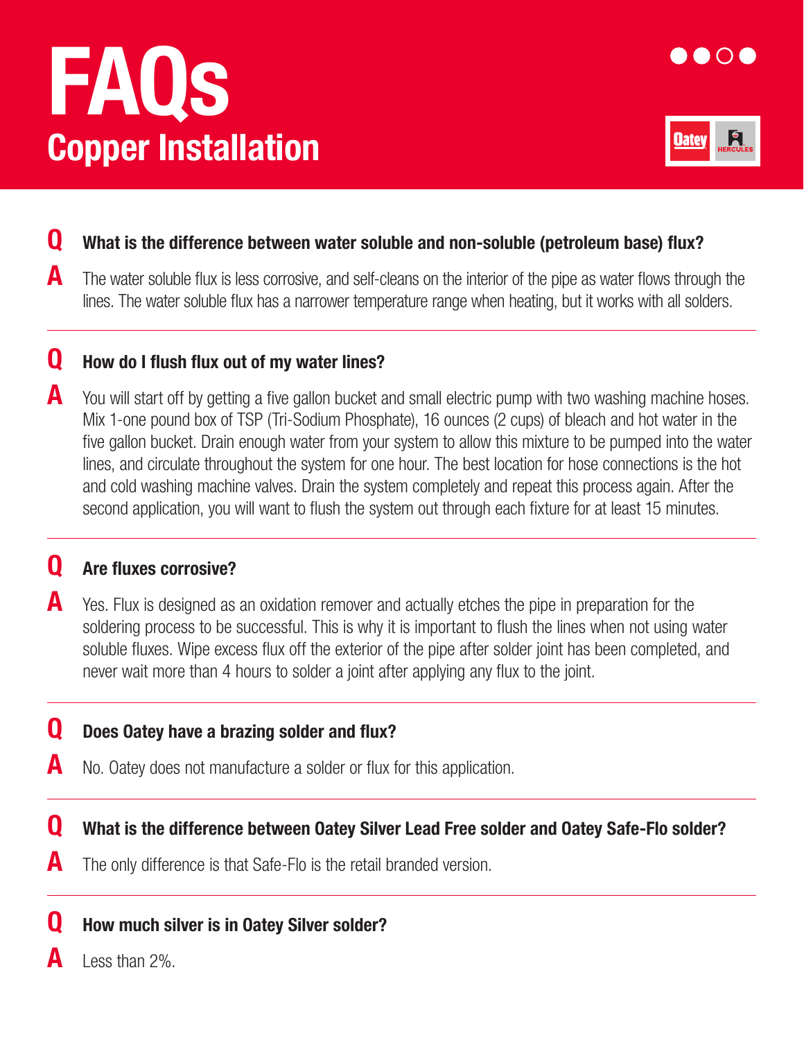# FAQs

## Copper Installation

**Q** **What is the difference between water soluble and non-soluble (petroleum base) flux?**

**A** The water soluble flux is less corrosive, and self-cleans on the interior of the pipe as water flows through the lines. The water soluble flux has a narrower temperature range when heating, but it works with all solders.

---

**Q** **How do I flush flux out of my water lines?**

**A** You will start off by getting a five gallon bucket and small electric pump with two washing machine hoses. Mix 1-one pound box of TSP (Tri-Sodium Phosphate), 16 ounces (2 cups) of bleach and hot water in the five gallon bucket. Drain enough water from your system to allow this mixture to be pumped into the water lines, and circulate throughout the system for one hour. The best location for hose connections is the hot and cold washing machine valves. Drain the system completely and repeat this process again. After the second application, you will want to flush the system out through each fixture for at least 15 minutes.

---

**Q** **Are fluxes corrosive?**

**A** Yes. Flux is designed as an oxidation remover and actually etches the pipe in preparation for the soldering process to be successful. This is why it is important to flush the lines when not using water soluble fluxes. Wipe excess flux off the exterior of the pipe after solder joint has been completed, and never wait more than 4 hours to solder a joint after applying any flux to the joint.

---

**Q** **Does Oatey have a brazing solder and flux?**

**A** No. Oatey does not manufacture a solder or flux for this application.

---

**Q** **What is the difference between Oatey Silver Lead Free solder and Oatey Safe-Flo solder?**

**A** The only difference is that Safe-Flo is the retail branded version.

---

**Q** **How much silver is in Oatey Silver solder?**

**A** Less than 2%.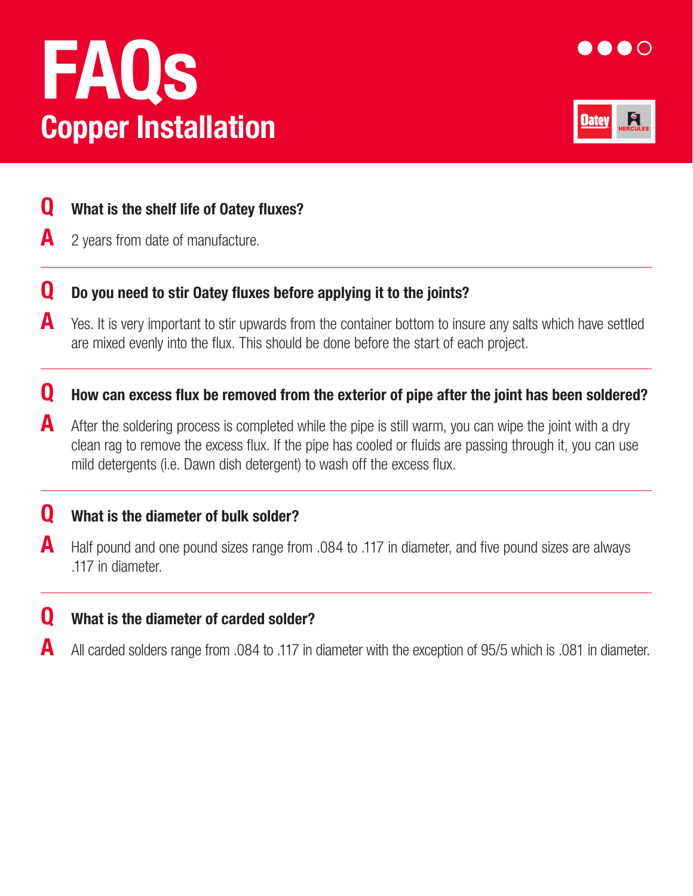# FAQs

## Copper Installation

**Q** **What is the shelf life of Oatey fluxes?**

**A** 2 years from date of manufacture.

---

**Q** **Do you need to stir Oatey fluxes before applying it to the joints?**

**A** Yes. It is very important to stir upwards from the container bottom to insure any salts which have settled are mixed evenly into the flux. This should be done before the start of each project.

---

**Q** **How can excess flux be removed from the exterior of pipe after the joint has been soldered?**

**A** After the soldering process is completed while the pipe is still warm, you can wipe the joint with a dry clean rag to remove the excess flux. If the pipe has cooled or fluids are passing through it, you can use mild detergents (i.e. Dawn dish detergent) to wash off the excess flux.

---

**Q** **What is the diameter of bulk solder?**

**A** Half pound and one pound sizes range from .084 to .117 in diameter, and five pound sizes are always .117 in diameter.

---

**Q** **What is the diameter of carded solder?**

**A** All carded solders range from .084 to .117 in diameter with the exception of 95/5 which is .081 in diameter.